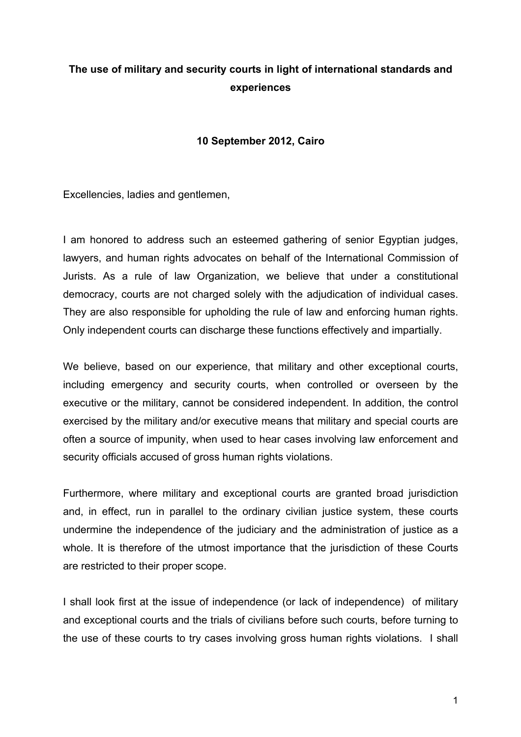**The use of military and security courts in light of international standards and experiences**

**10 September 2012, Cairo**

Excellencies, ladies and gentlemen,

I am honored to address such an esteemed gathering of senior Egyptian judges, lawyers, and human rights advocates on behalf of the International Commission of Jurists. As a rule of law Organization, we believe that under a constitutional democracy, courts are not charged solely with the adjudication of individual cases. They are also responsible for upholding the rule of law and enforcing human rights. Only independent courts can discharge these functions effectively and impartially.

We believe, based on our experience, that military and other exceptional courts, including emergency and security courts, when controlled or overseen by the executive or the military, cannot be considered independent. In addition, the control exercised by the military and/or executive means that military and special courts are often a source of impunity, when used to hear cases involving law enforcement and security officials accused of gross human rights violations.

Furthermore, where military and exceptional courts are granted broad jurisdiction and, in effect, run in parallel to the ordinary civilian justice system, these courts undermine the independence of the judiciary and the administration of justice as a whole. It is therefore of the utmost importance that the jurisdiction of these Courts are restricted to their proper scope.

I shall look first at the issue of independence (or lack of independence) of military and exceptional courts and the trials of civilians before such courts, before turning to the use of these courts to try cases involving gross human rights violations. I shall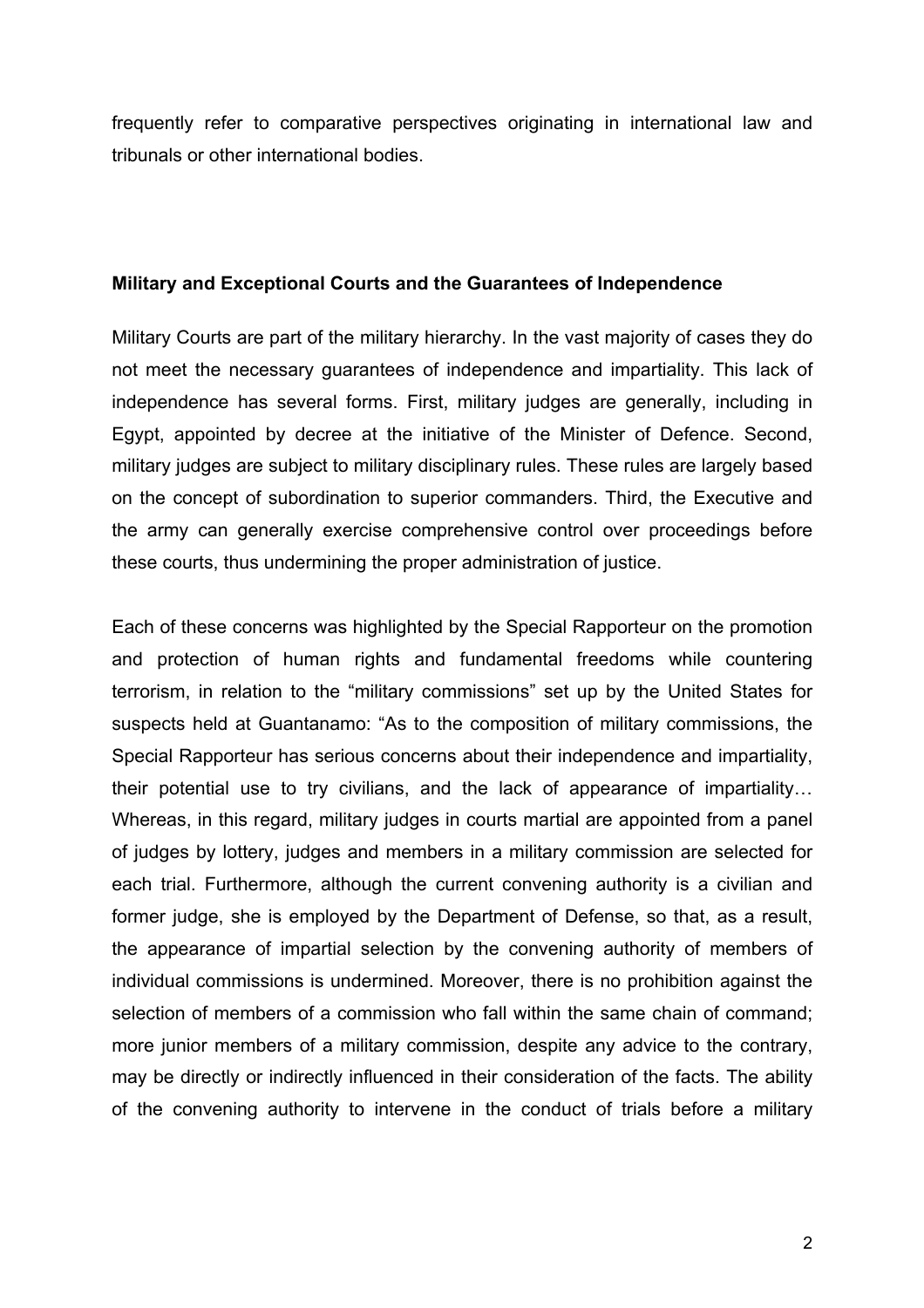frequently refer to comparative perspectives originating in international law and tribunals or other international bodies.

## Military and Exceptional Courts and the Guarantees of Independence

Military Courts are part of the military hierarchy. In the vast majority of cases they do not meet the necessary guarantees of independence and impartiality. This lack of independence has several forms. First, military judges are generally, including in Egypt, appointed by decree at the initiative of the Minister of Defence. Second, military judges are subject to military disciplinary rules. These rules are largely based on the concept of subordination to superior commanders. Third, the Executive and the army can generally exercise comprehensive control over proceedings before these courts, thus undermining the proper administration of justice.

Each of these concerns was highlighted by the Special Rapporteur on the promotion and protection of human rights and fundamental freedoms while countering terrorism, in relation to the "military commissions" set up by the United States for suspects held at Guantanamo: "As to the composition of military commissions, the Special Rapporteur has serious concerns about their independence and impartiality, their potential use to try civilians, and the lack of appearance of impartiality… Whereas, in this regard, military judges in courts martial are appointed from a panel of judges by lottery, judges and members in a military commission are selected for each trial. Furthermore, although the current convening authority is a civilian and former judge, she is employed by the Department of Defense, so that, as a result, the appearance of impartial selection by the convening authority of members of individual commissions is undermined. Moreover, there is no prohibition against the selection of members of a commission who fall within the same chain of command; more junior members of a military commission, despite any advice to the contrary, may be directly or indirectly influenced in their consideration of the facts. The ability of the convening authority to intervene in the conduct of trials before a military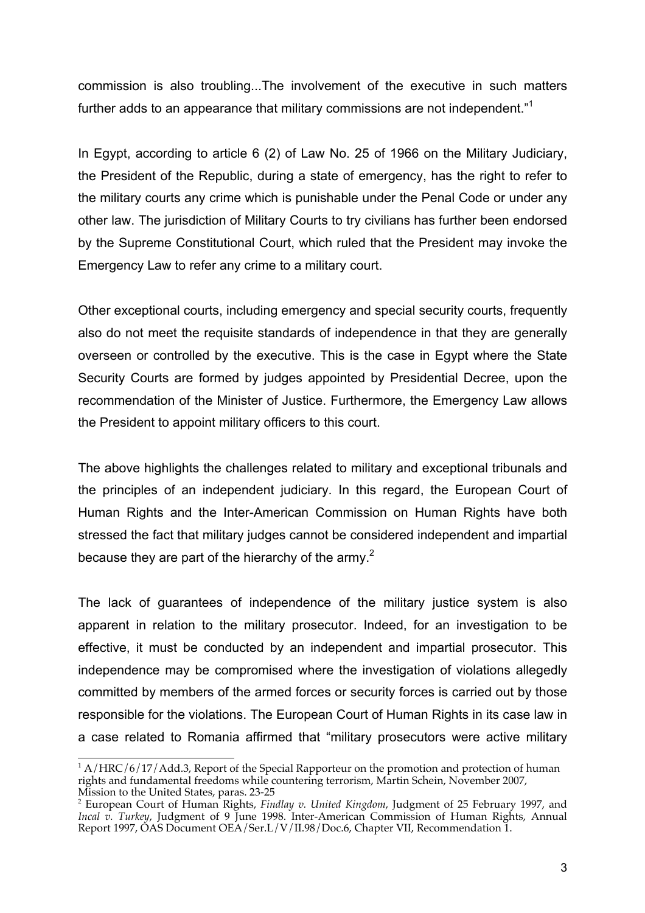commission is also troubling...The involvement of the executive in such matters further adds to an appearance that military commissions are not independent."[1]

In Egypt, according to article 6 (2) of Law No. 25 of 1966 on the Military Judiciary, the President of the Republic, during a state of emergency, has the right to refer to the military courts any crime which is punishable under the Penal Code or under any other law. The jurisdiction of Military Courts to try civilians has further been endorsed by the Supreme Constitutional Court, which ruled that the President may invoke the Emergency Law to refer any crime to a military court.

Other exceptional courts, including emergency and special security courts, frequently also do not meet the requisite standards of independence in that they are generally overseen or controlled by the executive. This is the case in Egypt where the State Security Courts are formed by judges appointed by Presidential Decree, upon the recommendation of the Minister of Justice. Furthermore, the Emergency Law allows the President to appoint military officers to this court.

The above highlights the challenges related to military and exceptional tribunals and the principles of an independent judiciary. In this regard, the European Court of Human Rights and the Inter-American Commission on Human Rights have both stressed the fact that military judges cannot be considered independent and impartial because they are part of the hierarchy of the army.[2]

The lack of guarantees of independence of the military justice system is also apparent in relation to the military prosecutor. Indeed, for an investigation to be effective, it must be conducted by an independent and impartial prosecutor. This independence may be compromised where the investigation of violations allegedly committed by members of the armed forces or security forces is carried out by those responsible for the violations. The European Court of Human Rights in its case law in a case related to Romania affirmed that "military prosecutors were active military

---

[1] A/HRC/6/17/Add.3, Report of the Special Rapporteur on the promotion and protection of human rights and fundamental freedoms while countering terrorism, Martin Schein, November 2007, Mission to the United States, paras. 23-25

[2] European Court of Human Rights, *Findlay v. United Kingdom*, Judgment of 25 February 1997, and *Incal v. Turkey*, Judgment of 9 June 1998. Inter-American Commission of Human Rights, Annual Report 1997, OAS Document OEA/Ser.L/V/II.98/Doc.6, Chapter VII, Recommendation 1.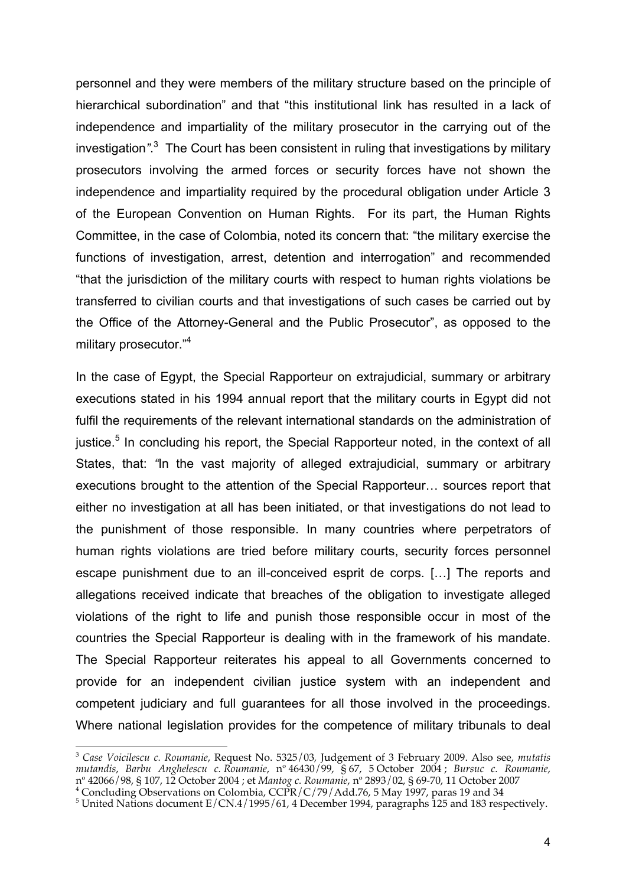personnel and they were members of the military structure based on the principle of hierarchical subordination" and that "this institutional link has resulted in a lack of independence and impartiality of the military prosecutor in the carrying out of the investigation".[3] The Court has been consistent in ruling that investigations by military prosecutors involving the armed forces or security forces have not shown the independence and impartiality required by the procedural obligation under Article 3 of the European Convention on Human Rights. For its part, the Human Rights Committee, in the case of Colombia, noted its concern that: "the military exercise the functions of investigation, arrest, detention and interrogation" and recommended "that the jurisdiction of the military courts with respect to human rights violations be transferred to civilian courts and that investigations of such cases be carried out by the Office of the Attorney-General and the Public Prosecutor", as opposed to the military prosecutor."[4]

In the case of Egypt, the Special Rapporteur on extrajudicial, summary or arbitrary executions stated in his 1994 annual report that the military courts in Egypt did not fulfil the requirements of the relevant international standards on the administration of justice.[5] In concluding his report, the Special Rapporteur noted, in the context of all States, that: "In the vast majority of alleged extrajudicial, summary or arbitrary executions brought to the attention of the Special Rapporteur… sources report that either no investigation at all has been initiated, or that investigations do not lead to the punishment of those responsible. In many countries where perpetrators of human rights violations are tried before military courts, security forces personnel escape punishment due to an ill-conceived esprit de corps. […] The reports and allegations received indicate that breaches of the obligation to investigate alleged violations of the right to life and punish those responsible occur in most of the countries the Special Rapporteur is dealing with in the framework of his mandate. The Special Rapporteur reiterates his appeal to all Governments concerned to provide for an independent civilian justice system with an independent and competent judiciary and full guarantees for all those involved in the proceedings. Where national legislation provides for the competence of military tribunals to deal

---

[3] *Case Voicilescu c. Roumanie*, Request No. 5325/03, Judgement of 3 February 2009. Also see, *mutatis mutandis*, *Barbu Anghelescu c. Roumanie*, nº 46430/99, § 67, 5 October 2004 ; *Bursuc c. Roumanie*, nº 42066/98, § 107, 12 October 2004 ; et *Mantog c. Roumanie*, nº 2893/02, § 69-70, 11 October 2007

[4] Concluding Observations on Colombia, CCPR/C/79/Add.76, 5 May 1997, paras 19 and 34

[5] United Nations document E/CN.4/1995/61, 4 December 1994, paragraphs 125 and 183 respectively.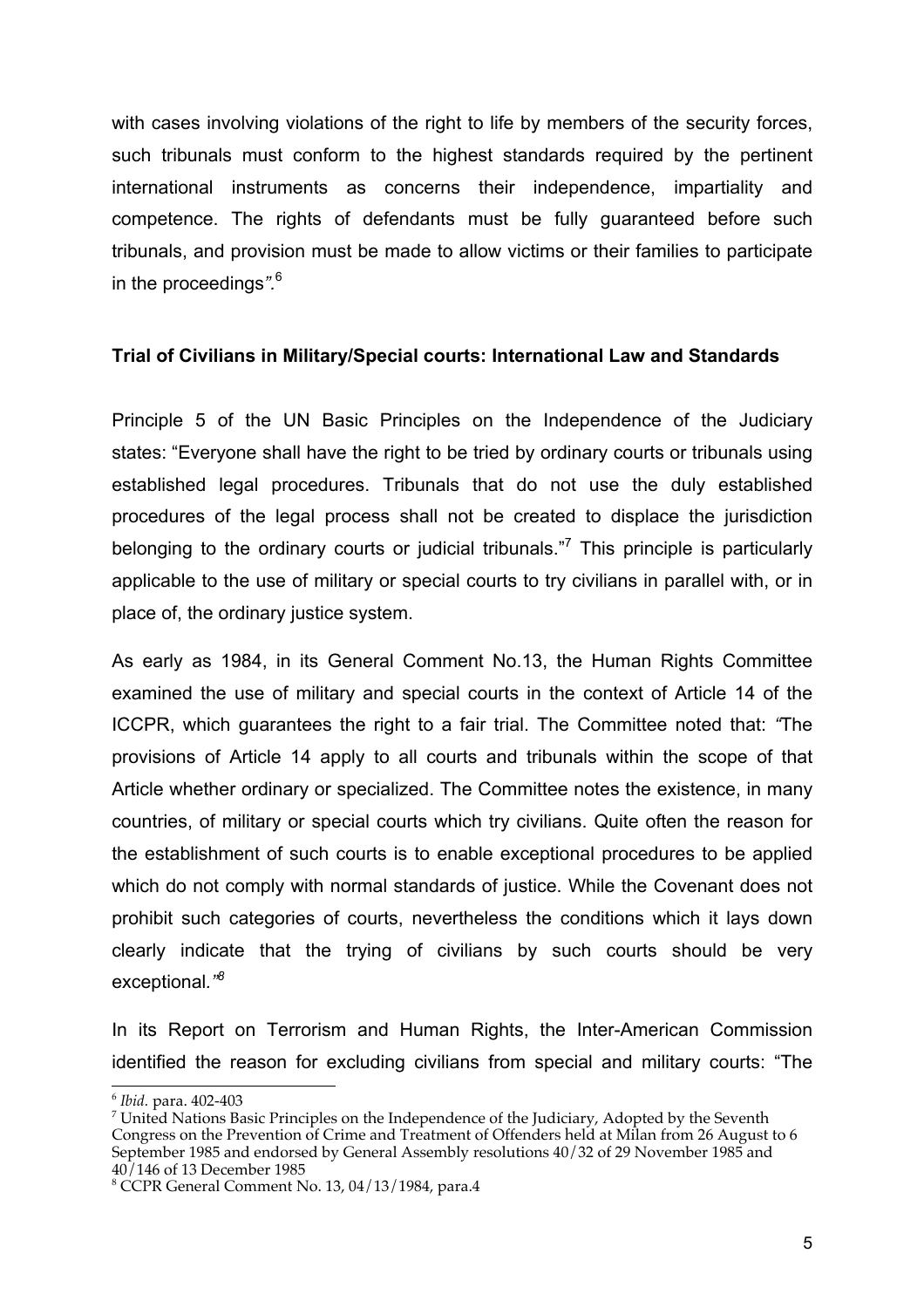with cases involving violations of the right to life by members of the security forces, such tribunals must conform to the highest standards required by the pertinent international instruments as concerns their independence, impartiality and competence. The rights of defendants must be fully guaranteed before such tribunals, and provision must be made to allow victims or their families to participate in the proceedings*".*[6]

**Trial of Civilians in Military/Special courts: International Law and Standards**

Principle 5 of the UN Basic Principles on the Independence of the Judiciary states: "Everyone shall have the right to be tried by ordinary courts or tribunals using established legal procedures. Tribunals that do not use the duly established procedures of the legal process shall not be created to displace the jurisdiction belonging to the ordinary courts or judicial tribunals."[7] This principle is particularly applicable to the use of military or special courts to try civilians in parallel with, or in place of, the ordinary justice system.

As early as 1984, in its General Comment No.13, the Human Rights Committee examined the use of military and special courts in the context of Article 14 of the ICCPR, which guarantees the right to a fair trial. The Committee noted that: *"*The provisions of Article 14 apply to all courts and tribunals within the scope of that Article whether ordinary or specialized. The Committee notes the existence, in many countries, of military or special courts which try civilians. Quite often the reason for the establishment of such courts is to enable exceptional procedures to be applied which do not comply with normal standards of justice. While the Covenant does not prohibit such categories of courts, nevertheless the conditions which it lays down clearly indicate that the trying of civilians by such courts should be very exceptional*."*[8]

In its Report on Terrorism and Human Rights, the Inter-American Commission identified the reason for excluding civilians from special and military courts: "The

---

[6] *Ibid.* para. 402-403

[7] United Nations Basic Principles on the Independence of the Judiciary, Adopted by the Seventh Congress on the Prevention of Crime and Treatment of Offenders held at Milan from 26 August to 6 September 1985 and endorsed by General Assembly resolutions 40/32 of 29 November 1985 and 40/146 of 13 December 1985

[8] CCPR General Comment No. 13, 04/13/1984, para.4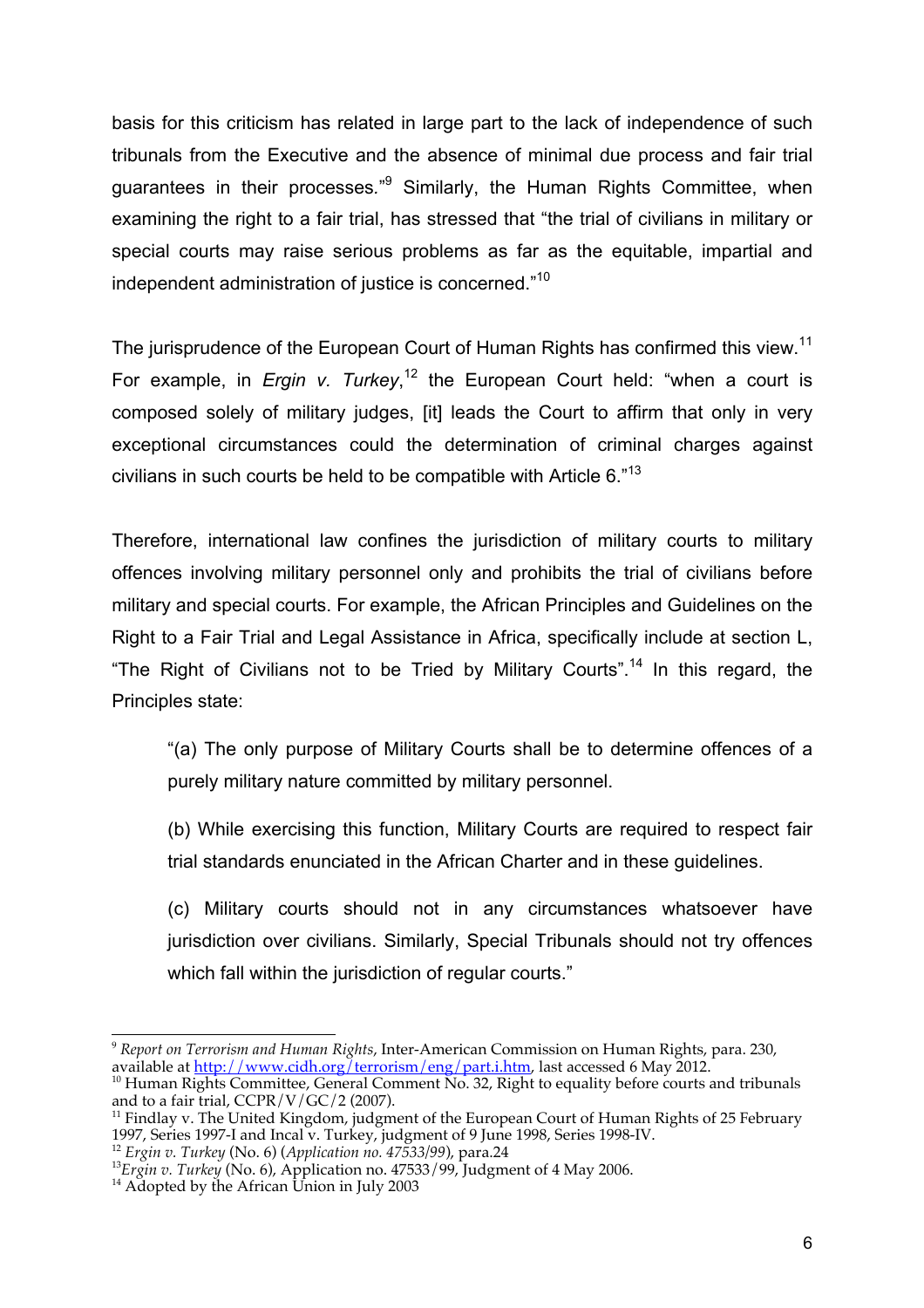basis for this criticism has related in large part to the lack of independence of such tribunals from the Executive and the absence of minimal due process and fair trial guarantees in their processes."[9] Similarly, the Human Rights Committee, when examining the right to a fair trial, has stressed that "the trial of civilians in military or special courts may raise serious problems as far as the equitable, impartial and independent administration of justice is concerned."[10]

The jurisprudence of the European Court of Human Rights has confirmed this view.[11] For example, in *Ergin v. Turkey*,[12] the European Court held: "when a court is composed solely of military judges, [it] leads the Court to affirm that only in very exceptional circumstances could the determination of criminal charges against civilians in such courts be held to be compatible with Article 6."[13]

Therefore, international law confines the jurisdiction of military courts to military offences involving military personnel only and prohibits the trial of civilians before military and special courts. For example, the African Principles and Guidelines on the Right to a Fair Trial and Legal Assistance in Africa, specifically include at section L, "The Right of Civilians not to be Tried by Military Courts".[14] In this regard, the Principles state:

> "(a) The only purpose of Military Courts shall be to determine offences of a purely military nature committed by military personnel.
>
> (b) While exercising this function, Military Courts are required to respect fair trial standards enunciated in the African Charter and in these guidelines.
>
> (c) Military courts should not in any circumstances whatsoever have jurisdiction over civilians. Similarly, Special Tribunals should not try offences which fall within the jurisdiction of regular courts."

---

[9] *Report on Terrorism and Human Rights*, Inter-American Commission on Human Rights, para. 230, available at http://www.cidh.org/terrorism/eng/part.i.htm, last accessed 6 May 2012.

[10] Human Rights Committee, General Comment No. 32, Right to equality before courts and tribunals and to a fair trial, CCPR/V/GC/2 (2007).

[11] Findlay v. The United Kingdom, judgment of the European Court of Human Rights of 25 February 1997, Series 1997-I and Incal v. Turkey, judgment of 9 June 1998, Series 1998-IV.

[12] *Ergin v. Turkey* (No. 6) (*Application no. 47533/99*), para.24

[13] *Ergin v. Turkey* (No. 6), Application no. 47533/99, Judgment of 4 May 2006.

[14] Adopted by the African Union in July 2003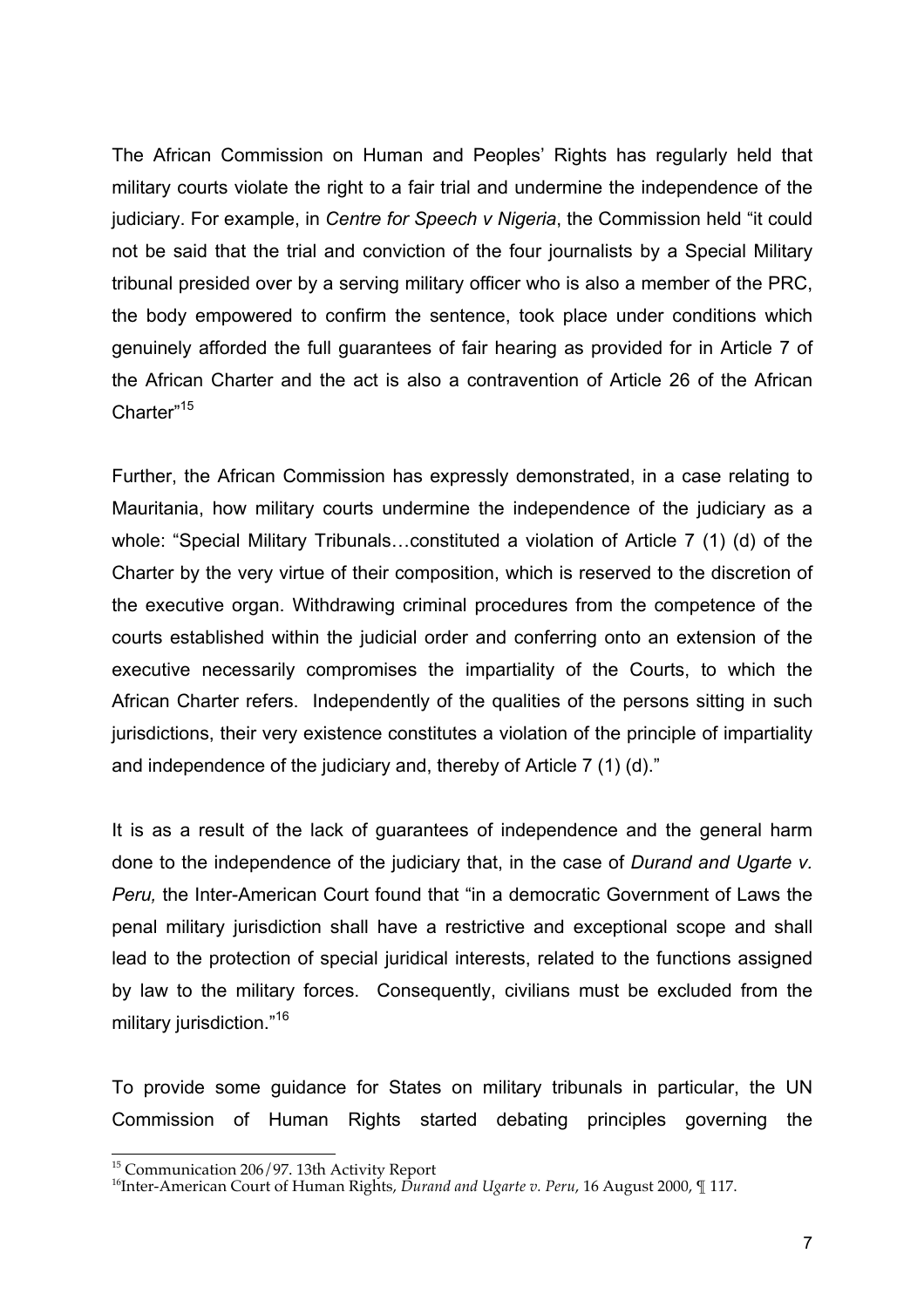The African Commission on Human and Peoples' Rights has regularly held that military courts violate the right to a fair trial and undermine the independence of the judiciary. For example, in *Centre for Speech v Nigeria*, the Commission held "it could not be said that the trial and conviction of the four journalists by a Special Military tribunal presided over by a serving military officer who is also a member of the PRC, the body empowered to confirm the sentence, took place under conditions which genuinely afforded the full guarantees of fair hearing as provided for in Article 7 of the African Charter and the act is also a contravention of Article 26 of the African Charter"[15]

Further, the African Commission has expressly demonstrated, in a case relating to Mauritania, how military courts undermine the independence of the judiciary as a whole: "Special Military Tribunals…constituted a violation of Article 7 (1) (d) of the Charter by the very virtue of their composition, which is reserved to the discretion of the executive organ. Withdrawing criminal procedures from the competence of the courts established within the judicial order and conferring onto an extension of the executive necessarily compromises the impartiality of the Courts, to which the African Charter refers. Independently of the qualities of the persons sitting in such jurisdictions, their very existence constitutes a violation of the principle of impartiality and independence of the judiciary and, thereby of Article 7 (1) (d)."

It is as a result of the lack of guarantees of independence and the general harm done to the independence of the judiciary that, in the case of *Durand and Ugarte v. Peru,* the Inter-American Court found that "in a democratic Government of Laws the penal military jurisdiction shall have a restrictive and exceptional scope and shall lead to the protection of special juridical interests, related to the functions assigned by law to the military forces. Consequently, civilians must be excluded from the military jurisdiction."[16]

To provide some guidance for States on military tribunals in particular, the UN Commission of Human Rights started debating principles governing the

---

[15] Communication 206/97. 13th Activity Report

[16] Inter-American Court of Human Rights, *Durand and Ugarte v. Peru*, 16 August 2000, ¶ 117.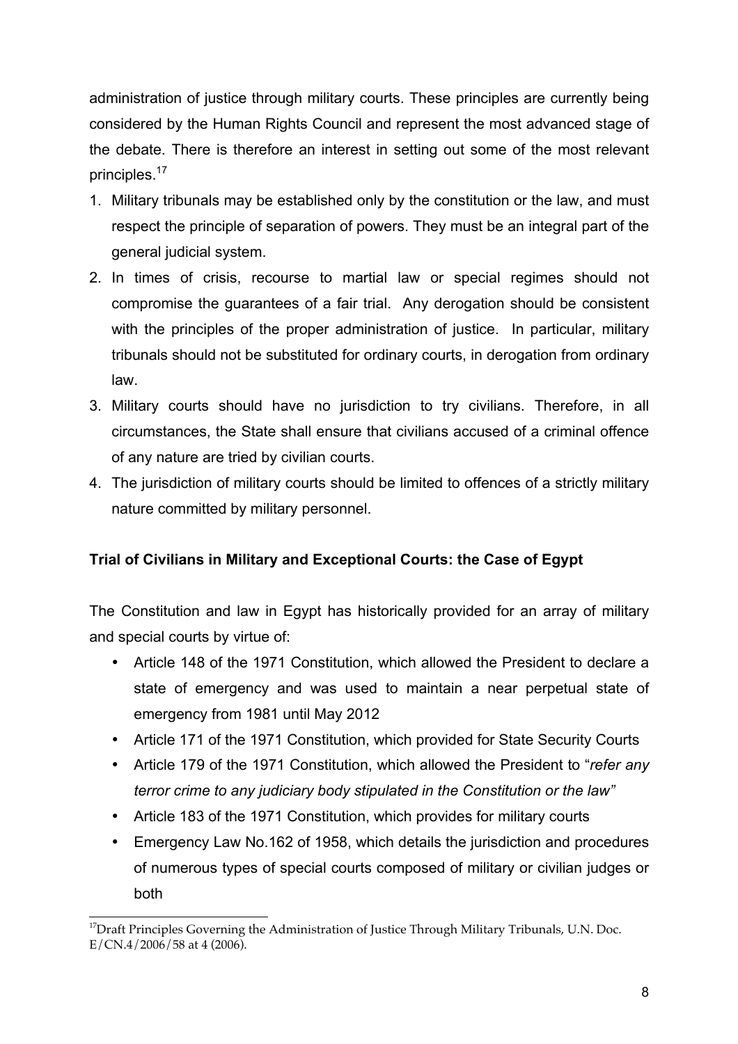administration of justice through military courts. These principles are currently being considered by the Human Rights Council and represent the most advanced stage of the debate. There is therefore an interest in setting out some of the most relevant principles.[17]

1. Military tribunals may be established only by the constitution or the law, and must respect the principle of separation of powers. They must be an integral part of the general judicial system.
2. In times of crisis, recourse to martial law or special regimes should not compromise the guarantees of a fair trial. Any derogation should be consistent with the principles of the proper administration of justice. In particular, military tribunals should not be substituted for ordinary courts, in derogation from ordinary law.
3. Military courts should have no jurisdiction to try civilians. Therefore, in all circumstances, the State shall ensure that civilians accused of a criminal offence of any nature are tried by civilian courts.
4. The jurisdiction of military courts should be limited to offences of a strictly military nature committed by military personnel.

**Trial of Civilians in Military and Exceptional Courts: the Case of Egypt**

The Constitution and law in Egypt has historically provided for an array of military and special courts by virtue of:

- Article 148 of the 1971 Constitution, which allowed the President to declare a state of emergency and was used to maintain a near perpetual state of emergency from 1981 until May 2012
- Article 171 of the 1971 Constitution, which provided for State Security Courts
- Article 179 of the 1971 Constitution, which allowed the President to "*refer any terror crime to any judiciary body stipulated in the Constitution or the law"*
- Article 183 of the 1971 Constitution, which provides for military courts
- Emergency Law No.162 of 1958, which details the jurisdiction and procedures of numerous types of special courts composed of military or civilian judges or both

[17] Draft Principles Governing the Administration of Justice Through Military Tribunals, U.N. Doc. E/CN.4/2006/58 at 4 (2006).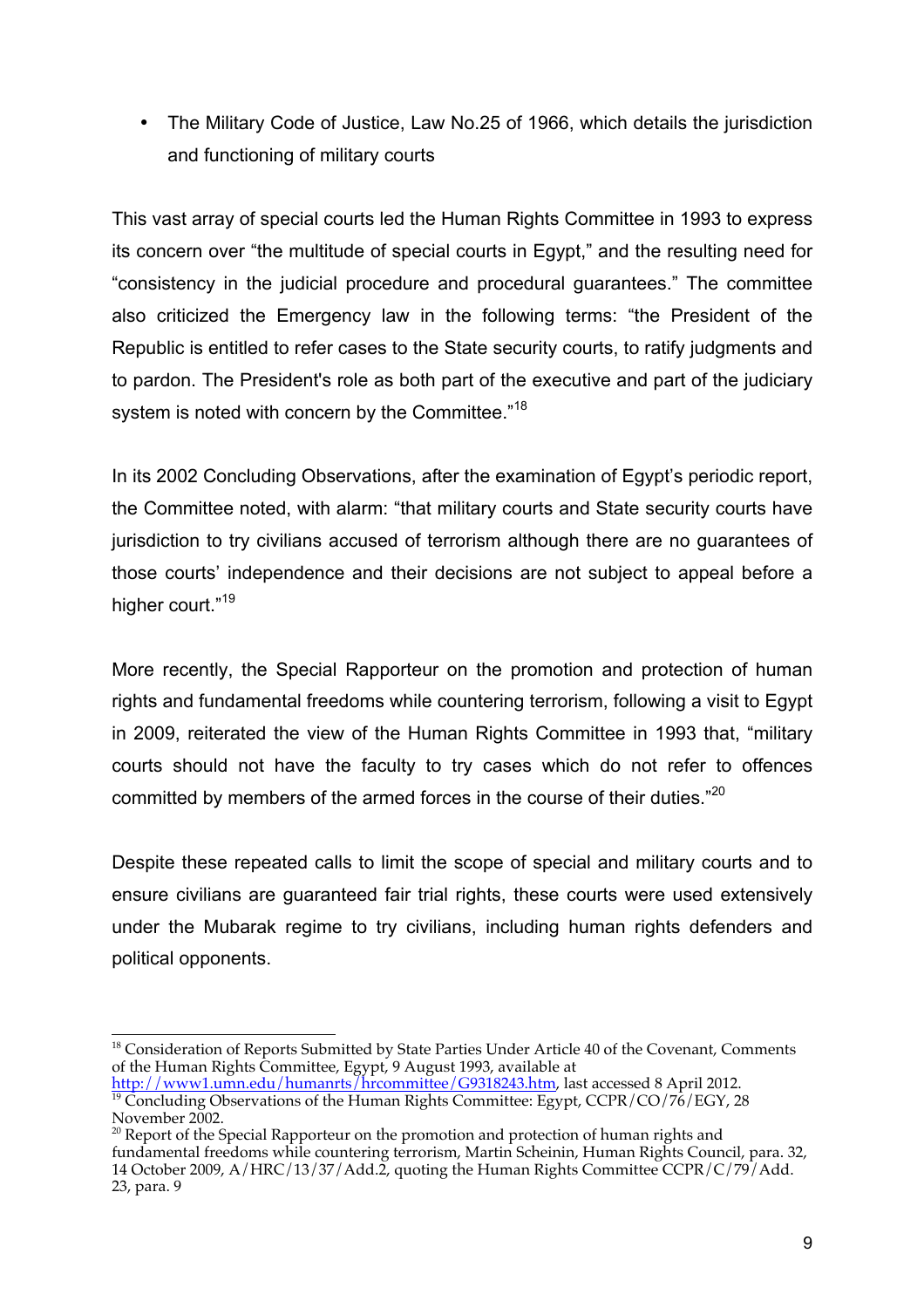- The Military Code of Justice, Law No.25 of 1966, which details the jurisdiction and functioning of military courts

This vast array of special courts led the Human Rights Committee in 1993 to express its concern over "the multitude of special courts in Egypt," and the resulting need for "consistency in the judicial procedure and procedural guarantees." The committee also criticized the Emergency law in the following terms: "the President of the Republic is entitled to refer cases to the State security courts, to ratify judgments and to pardon. The President's role as both part of the executive and part of the judiciary system is noted with concern by the Committee."[18]

In its 2002 Concluding Observations, after the examination of Egypt's periodic report, the Committee noted, with alarm: "that military courts and State security courts have jurisdiction to try civilians accused of terrorism although there are no guarantees of those courts' independence and their decisions are not subject to appeal before a higher court."[19]

More recently, the Special Rapporteur on the promotion and protection of human rights and fundamental freedoms while countering terrorism, following a visit to Egypt in 2009, reiterated the view of the Human Rights Committee in 1993 that, "military courts should not have the faculty to try cases which do not refer to offences committed by members of the armed forces in the course of their duties."[20]

Despite these repeated calls to limit the scope of special and military courts and to ensure civilians are guaranteed fair trial rights, these courts were used extensively under the Mubarak regime to try civilians, including human rights defenders and political opponents.

---

[18] Consideration of Reports Submitted by State Parties Under Article 40 of the Covenant, Comments of the Human Rights Committee, Egypt, 9 August 1993, available at http://www1.umn.edu/humanrts/hrcommittee/G9318243.htm, last accessed 8 April 2012.

[19] Concluding Observations of the Human Rights Committee: Egypt, CCPR/CO/76/EGY, 28 November 2002.

[20] Report of the Special Rapporteur on the promotion and protection of human rights and fundamental freedoms while countering terrorism, Martin Scheinin, Human Rights Council, para. 32, 14 October 2009, A/HRC/13/37/Add.2, quoting the Human Rights Committee CCPR/C/79/Add. 23, para. 9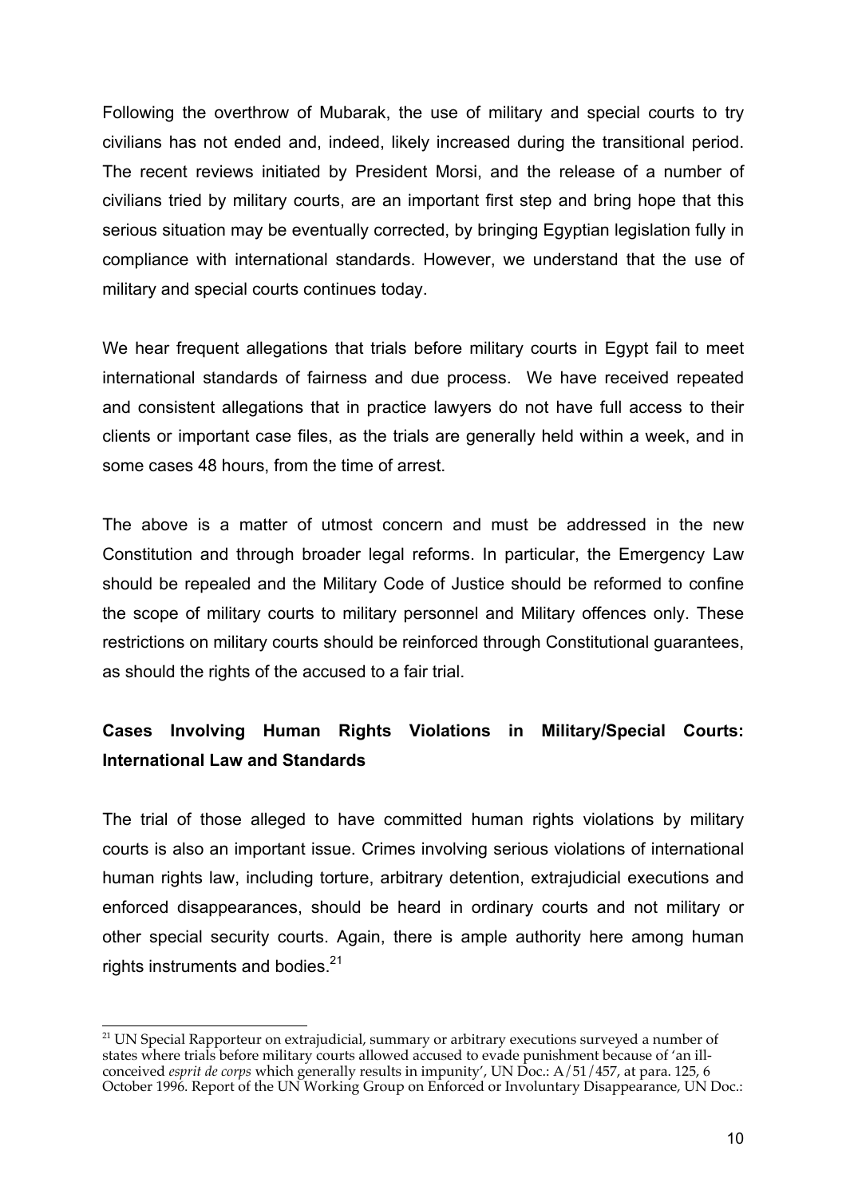Following the overthrow of Mubarak, the use of military and special courts to try civilians has not ended and, indeed, likely increased during the transitional period. The recent reviews initiated by President Morsi, and the release of a number of civilians tried by military courts, are an important first step and bring hope that this serious situation may be eventually corrected, by bringing Egyptian legislation fully in compliance with international standards. However, we understand that the use of military and special courts continues today.

We hear frequent allegations that trials before military courts in Egypt fail to meet international standards of fairness and due process. We have received repeated and consistent allegations that in practice lawyers do not have full access to their clients or important case files, as the trials are generally held within a week, and in some cases 48 hours, from the time of arrest.

The above is a matter of utmost concern and must be addressed in the new Constitution and through broader legal reforms. In particular, the Emergency Law should be repealed and the Military Code of Justice should be reformed to confine the scope of military courts to military personnel and Military offences only. These restrictions on military courts should be reinforced through Constitutional guarantees, as should the rights of the accused to a fair trial.

**Cases Involving Human Rights Violations in Military/Special Courts: International Law and Standards**

The trial of those alleged to have committed human rights violations by military courts is also an important issue. Crimes involving serious violations of international human rights law, including torture, arbitrary detention, extrajudicial executions and enforced disappearances, should be heard in ordinary courts and not military or other special security courts. Again, there is ample authority here among human rights instruments and bodies.[21]

---

[21] UN Special Rapporteur on extrajudicial, summary or arbitrary executions surveyed a number of states where trials before military courts allowed accused to evade punishment because of 'an ill-conceived *esprit de corps* which generally results in impunity', UN Doc.: A/51/457, at para. 125, 6 October 1996. Report of the UN Working Group on Enforced or Involuntary Disappearance, UN Doc.: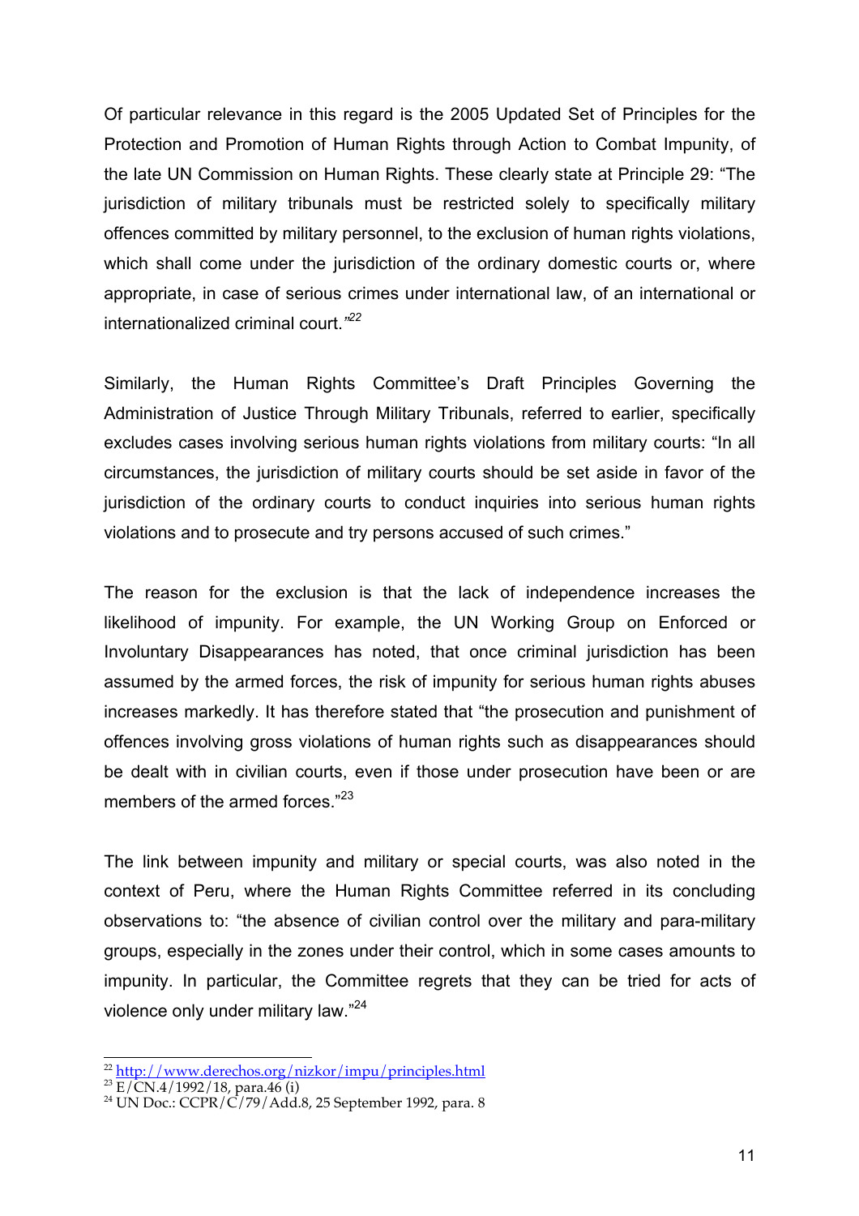Of particular relevance in this regard is the 2005 Updated Set of Principles for the Protection and Promotion of Human Rights through Action to Combat Impunity, of the late UN Commission on Human Rights. These clearly state at Principle 29: "The jurisdiction of military tribunals must be restricted solely to specifically military offences committed by military personnel, to the exclusion of human rights violations, which shall come under the jurisdiction of the ordinary domestic courts or, where appropriate, in case of serious crimes under international law, of an international or internationalized criminal court."[22]

Similarly, the Human Rights Committee's Draft Principles Governing the Administration of Justice Through Military Tribunals, referred to earlier, specifically excludes cases involving serious human rights violations from military courts: "In all circumstances, the jurisdiction of military courts should be set aside in favor of the jurisdiction of the ordinary courts to conduct inquiries into serious human rights violations and to prosecute and try persons accused of such crimes."

The reason for the exclusion is that the lack of independence increases the likelihood of impunity. For example, the UN Working Group on Enforced or Involuntary Disappearances has noted, that once criminal jurisdiction has been assumed by the armed forces, the risk of impunity for serious human rights abuses increases markedly. It has therefore stated that "the prosecution and punishment of offences involving gross violations of human rights such as disappearances should be dealt with in civilian courts, even if those under prosecution have been or are members of the armed forces."[23]

The link between impunity and military or special courts, was also noted in the context of Peru, where the Human Rights Committee referred in its concluding observations to: "the absence of civilian control over the military and para-military groups, especially in the zones under their control, which in some cases amounts to impunity. In particular, the Committee regrets that they can be tried for acts of violence only under military law."[24]

---

[22] http://www.derechos.org/nizkor/impu/principles.html

[23] E/CN.4/1992/18, para.46 (i)

[24] UN Doc.: CCPR/C/79/Add.8, 25 September 1992, para. 8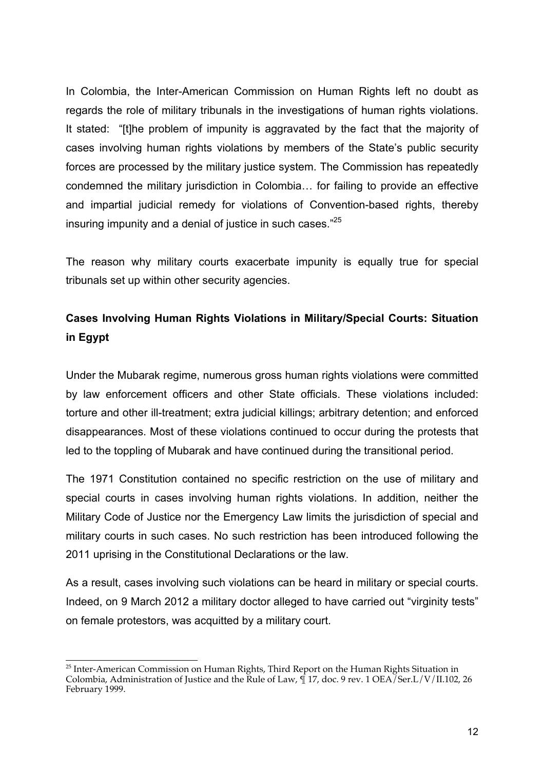In Colombia, the Inter-American Commission on Human Rights left no doubt as regards the role of military tribunals in the investigations of human rights violations. It stated: "[t]he problem of impunity is aggravated by the fact that the majority of cases involving human rights violations by members of the State's public security forces are processed by the military justice system. The Commission has repeatedly condemned the military jurisdiction in Colombia… for failing to provide an effective and impartial judicial remedy for violations of Convention-based rights, thereby insuring impunity and a denial of justice in such cases."[25]

The reason why military courts exacerbate impunity is equally true for special tribunals set up within other security agencies.

**Cases Involving Human Rights Violations in Military/Special Courts: Situation in Egypt**

Under the Mubarak regime, numerous gross human rights violations were committed by law enforcement officers and other State officials. These violations included: torture and other ill-treatment; extra judicial killings; arbitrary detention; and enforced disappearances. Most of these violations continued to occur during the protests that led to the toppling of Mubarak and have continued during the transitional period.

The 1971 Constitution contained no specific restriction on the use of military and special courts in cases involving human rights violations. In addition, neither the Military Code of Justice nor the Emergency Law limits the jurisdiction of special and military courts in such cases. No such restriction has been introduced following the 2011 uprising in the Constitutional Declarations or the law.

As a result, cases involving such violations can be heard in military or special courts. Indeed, on 9 March 2012 a military doctor alleged to have carried out "virginity tests" on female protestors, was acquitted by a military court.

---

[25] Inter-American Commission on Human Rights, Third Report on the Human Rights Situation in Colombia, Administration of Justice and the Rule of Law, ¶ 17, doc. 9 rev. 1 OEA/Ser.L/V/II.102, 26 February 1999.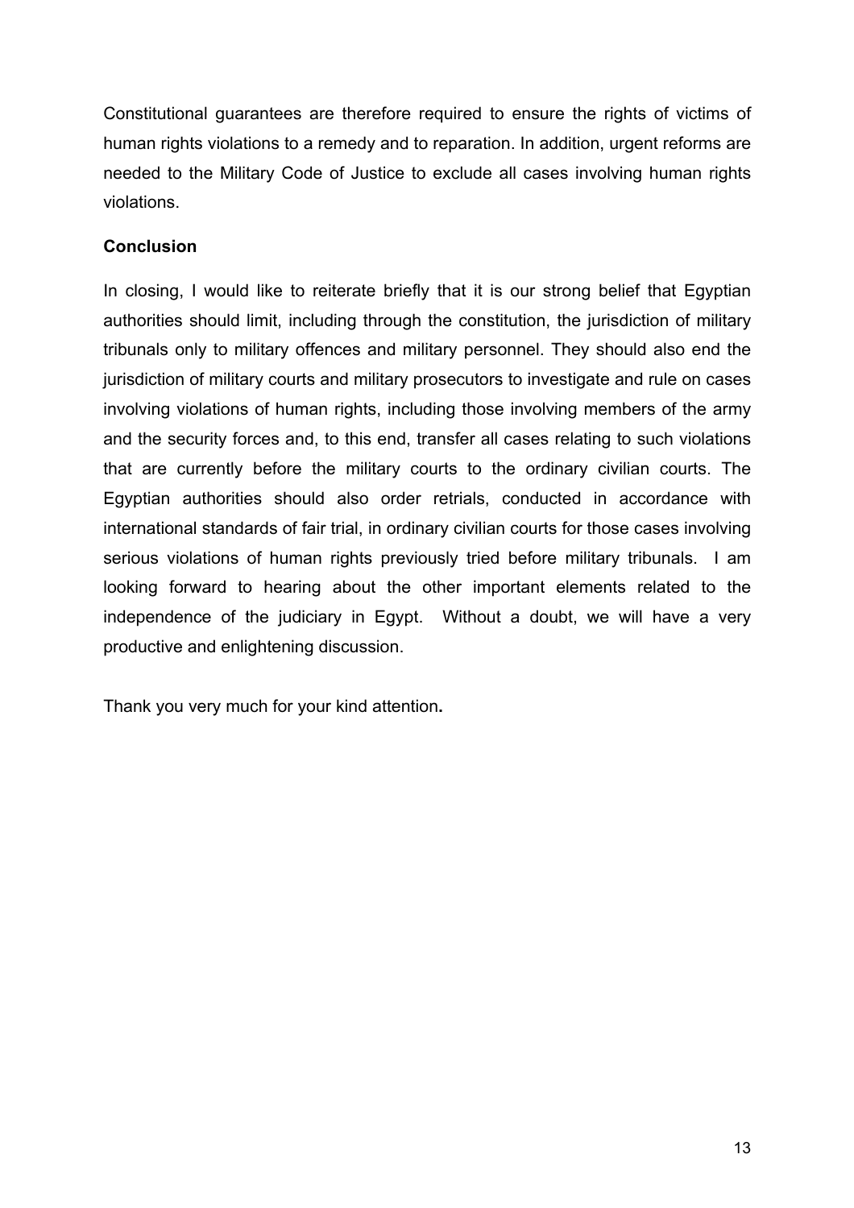Constitutional guarantees are therefore required to ensure the rights of victims of human rights violations to a remedy and to reparation. In addition, urgent reforms are needed to the Military Code of Justice to exclude all cases involving human rights violations.

**Conclusion**

In closing, I would like to reiterate briefly that it is our strong belief that Egyptian authorities should limit, including through the constitution, the jurisdiction of military tribunals only to military offences and military personnel. They should also end the jurisdiction of military courts and military prosecutors to investigate and rule on cases involving violations of human rights, including those involving members of the army and the security forces and, to this end, transfer all cases relating to such violations that are currently before the military courts to the ordinary civilian courts. The Egyptian authorities should also order retrials, conducted in accordance with international standards of fair trial, in ordinary civilian courts for those cases involving serious violations of human rights previously tried before military tribunals. I am looking forward to hearing about the other important elements related to the independence of the judiciary in Egypt. Without a doubt, we will have a very productive and enlightening discussion.

Thank you very much for your kind attention**.**